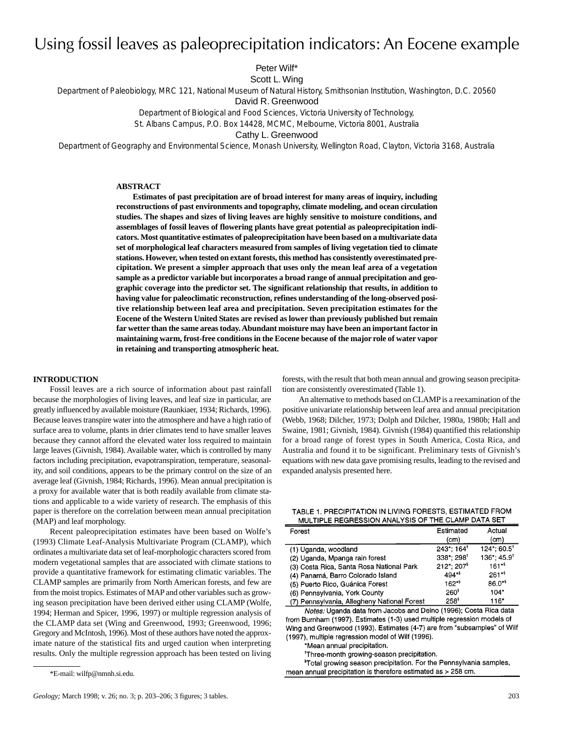# Using fossil leaves as paleoprecipitation indicators: An Eocene example

Peter Wilf*
Scott L. Wing
Department of Paleobiology, MRC 121, National Museum of Natural History, Smithsonian Institution, Washington, D.C. 20560
David R. Greenwood
Department of Biological and Food Sciences, Victoria University of Technology,
St. Albans Campus, P.O. Box 14428, MCMC, Melbourne, Victoria 8001, Australia
Cathy L. Greenwood
Department of Geography and Environmental Science, Monash University, Wellington Road, Clayton, Victoria 3168, Australia

## ABSTRACT

**Estimates of past precipitation are of broad interest for many areas of inquiry, including reconstructions of past environments and topography, climate modeling, and ocean circulation studies. The shapes and sizes of living leaves are highly sensitive to moisture conditions, and assemblages of fossil leaves of flowering plants have great potential as paleoprecipitation indicators. Most quantitative estimates of paleoprecipitation have been based on a multivariate data set of morphological leaf characters measured from samples of living vegetation tied to climate stations. However, when tested on extant forests, this method has consistently overestimated precipitation. We present a simpler approach that uses only the mean leaf area of a vegetation sample as a predictor variable but incorporates a broad range of annual precipitation and geographic coverage into the predictor set. The significant relationship that results, in addition to having value for paleoclimatic reconstruction, refines understanding of the long-observed positive relationship between leaf area and precipitation. Seven precipitation estimates for the Eocene of the Western United States are revised as lower than previously published but remain far wetter than the same areas today. Abundant moisture may have been an important factor in maintaining warm, frost-free conditions in the Eocene because of the major role of water vapor in retaining and transporting atmospheric heat.**

## INTRODUCTION

Fossil leaves are a rich source of information about past rainfall because the morphologies of living leaves, and leaf size in particular, are greatly influenced by available moisture (Raunkiaer, 1934; Richards, 1996). Because leaves transpire water into the atmosphere and have a high ratio of surface area to volume, plants in drier climates tend to have smaller leaves because they cannot afford the elevated water loss required to maintain large leaves (Givnish, 1984). Available water, which is controlled by many factors including precipitation, evapotranspiration, temperature, seasonality, and soil conditions, appears to be the primary control on the size of an average leaf (Givnish, 1984; Richards, 1996). Mean annual precipitation is a proxy for available water that is both readily available from climate stations and applicable to a wide variety of research. The emphasis of this paper is therefore on the correlation between mean annual precipitation (MAP) and leaf morphology.

Recent paleoprecipitation estimates have been based on Wolfe's (1993) Climate Leaf-Analysis Multivariate Program (CLAMP), which ordinates a multivariate data set of leaf-morphologic characters scored from modern vegetational samples that are associated with climate stations to provide a quantitative framework for estimating climatic variables. The CLAMP samples are primarily from North American forests, and few are from the moist tropics. Estimates of MAP and other variables such as growing season precipitation have been derived either using CLAMP (Wolfe, 1994; Herman and Spicer, 1996, 1997) or multiple regression analysis of the CLAMP data set (Wing and Greenwood, 1993; Greenwood, 1996; Gregory and McIntosh, 1996). Most of these authors have noted the approximate nature of the statistical fits and urged caution when interpreting results. Only the multiple regression approach has been tested on living forests, with the result that both mean annual and growing season precipitation are consistently overestimated (Table 1).

An alternative to methods based on CLAMP is a reexamination of the positive univariate relationship between leaf area and annual precipitation (Webb, 1968; Dilcher, 1973; Dolph and Dilcher, 1980a, 1980b; Hall and Swaine, 1981; Givnish, 1984). Givnish (1984) quantified this relationship for a broad range of forest types in South America, Costa Rica, and Australia and found it to be significant. Preliminary tests of Givnish's equations with new data gave promising results, leading to the revised and expanded analysis presented here.

TABLE 1. PRECIPITATION IN LIVING FORESTS, ESTIMATED FROM MULTIPLE REGRESSION ANALYSIS OF THE CLAMP DATA SET

| Forest | Estimated (cm) | Actual (cm) |
|---|---|---|
| (1) Uganda, woodland | 243*; 164† | 124*; 60.5† |
| (2) Uganda, Mpanga rain forest | 338*; 298† | 136*; 45.9† |
| (3) Costa Rica, Santa Rosa National Park | 212*; 207§ | 161*§ |
| (4) Panamá, Barro Colorado Island | 494*§ | 261*§ |
| (5) Puerto Rico, Guánica Forest | 162*§ | 86.0*§ |
| (6) Pennsylvania, York County | 260§ | 104* |
| (7) Pennsylvania, Allegheny National Forest | 258§ | 116* |

*Notes:* Uganda data from Jacobs and Deino (1996); Costa Rica data from Burnham (1997). Estimates (1-3) used multiple regression models of Wing and Greenwood (1993). Estimates (4-7) are from "subsamples" of Wilf (1997), multiple regression model of Wilf (1996).

*Mean annual precipitation.

†Three-month growing-season precipitation.

§Total growing season precipitation. For the Pennsylvania samples, mean annual precipitation is therefore estimated as > 258 cm.

*E-mail: wilfp@nmnh.si.edu.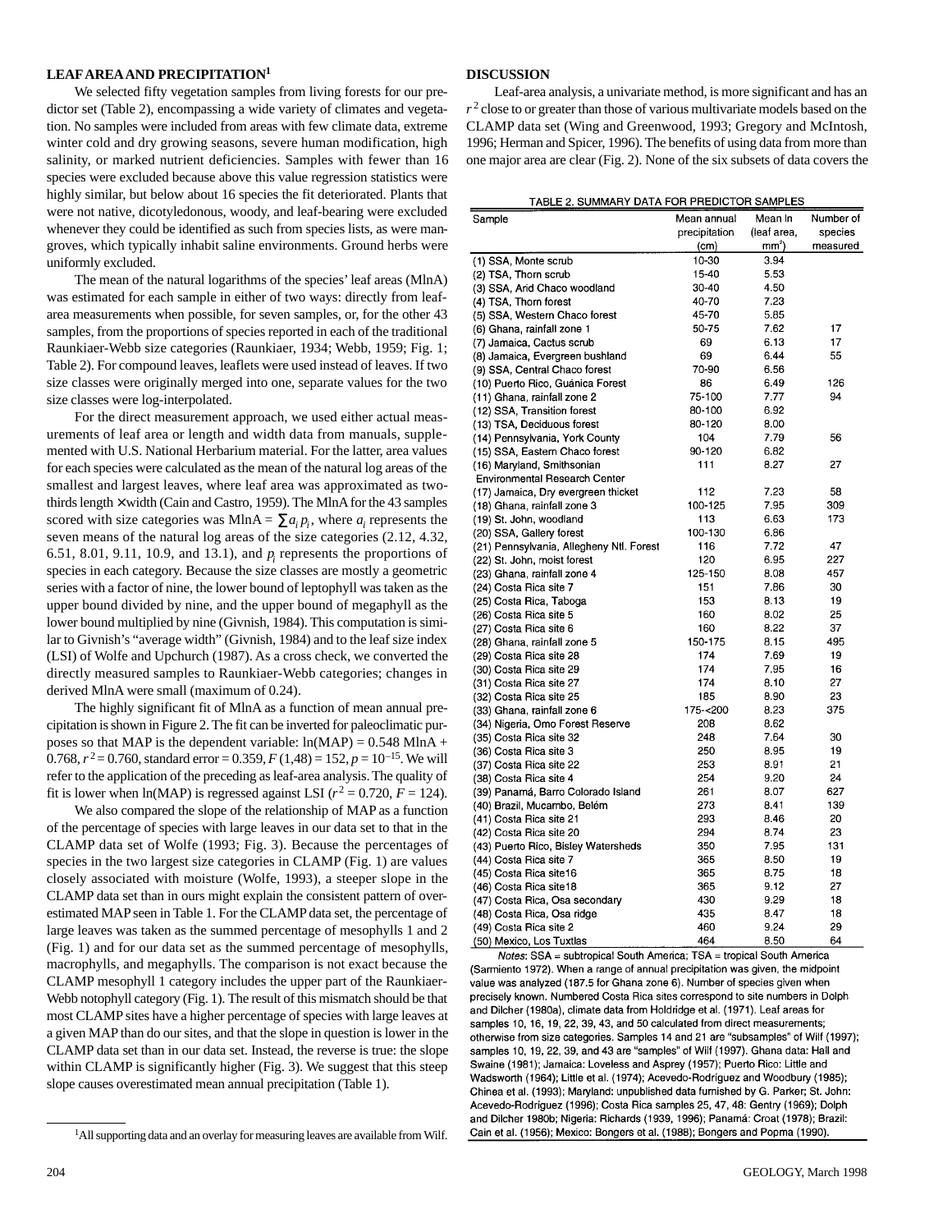## LEAF AREA AND PRECIPITATION[1]

We selected fifty vegetation samples from living forests for our predictor set (Table 2), encompassing a wide variety of climates and vegetation. No samples were included from areas with few climate data, extreme winter cold and dry growing seasons, severe human modification, high salinity, or marked nutrient deficiencies. Samples with fewer than 16 species were excluded because above this value regression statistics were highly similar, but below about 16 species the fit deteriorated. Plants that were not native, dicotyledonous, woody, and leaf-bearing were excluded whenever they could be identified as such from species lists, as were mangroves, which typically inhabit saline environments. Ground herbs were uniformly excluded.

The mean of the natural logarithms of the species' leaf areas (MlnA) was estimated for each sample in either of two ways: directly from leaf-area measurements when possible, for seven samples, or, for the other 43 samples, from the proportions of species reported in each of the traditional Raunkiaer-Webb size categories (Raunkiaer, 1934; Webb, 1959; Fig. 1; Table 2). For compound leaves, leaflets were used instead of leaves. If two size classes were originally merged into one, separate values for the two size classes were log-interpolated.

For the direct measurement approach, we used either actual measurements of leaf area or length and width data from manuals, supplemented with U.S. National Herbarium material. For the latter, area values for each species were calculated as the mean of the natural log areas of the smallest and largest leaves, where leaf area was approximated as two-thirds length × width (Cain and Castro, 1959). The MlnA for the 43 samples scored with size categories was MlnA = $\sum a_i p_i$, where $a_i$ represents the seven means of the natural log areas of the size categories (2.12, 4.32, 6.51, 8.01, 9.11, 10.9, and 13.1), and $p_i$ represents the proportions of species in each category. Because the size classes are mostly a geometric series with a factor of nine, the lower bound of leptophyll was taken as the upper bound divided by nine, and the upper bound of megaphyll as the lower bound multiplied by nine (Givnish, 1984). This computation is similar to Givnish's "average width" (Givnish, 1984) and to the leaf size index (LSI) of Wolfe and Upchurch (1987). As a cross check, we converted the directly measured samples to Raunkiaer-Webb categories; changes in derived MlnA were small (maximum of 0.24).

The highly significant fit of MlnA as a function of mean annual precipitation is shown in Figure 2. The fit can be inverted for paleoclimatic purposes so that MAP is the dependent variable: ln(MAP) = 0.548 MlnA + 0.768, $r^2$ = 0.760, standard error = 0.359, $F$ (1,48) = 152, $p = 10^{-15}$. We will refer to the application of the preceding as leaf-area analysis. The quality of fit is lower when ln(MAP) is regressed against LSI ($r^2$ = 0.720, $F$ = 124).

We also compared the slope of the relationship of MAP as a function of the percentage of species with large leaves in our data set to that in the CLAMP data set of Wolfe (1993; Fig. 3). Because the percentages of species in the two largest size categories in CLAMP (Fig. 1) are values closely associated with moisture (Wolfe, 1993), a steeper slope in the CLAMP data set than in ours might explain the consistent pattern of overestimated MAP seen in Table 1. For the CLAMP data set, the percentage of large leaves was taken as the summed percentage of mesophylls 1 and 2 (Fig. 1) and for our data set as the summed percentage of mesophylls, macrophylls, and megaphylls. The comparison is not exact because the CLAMP mesophyll 1 category includes the upper part of the Raunkiaer-Webb notophyll category (Fig. 1). The result of this mismatch should be that most CLAMP sites have a higher percentage of species with large leaves at a given MAP than do our sites, and that the slope in question is lower in the CLAMP data set than in our data set. Instead, the reverse is true: the slope within CLAMP is significantly higher (Fig. 3). We suggest that this steep slope causes overestimated mean annual precipitation (Table 1).

[1]All supporting data and an overlay for measuring leaves are available from Wilf.

## DISCUSSION

Leaf-area analysis, a univariate method, is more significant and has an $r^2$ close to or greater than those of various multivariate models based on the CLAMP data set (Wing and Greenwood, 1993; Gregory and McIntosh, 1996; Herman and Spicer, 1996). The benefits of using data from more than one major area are clear (Fig. 2). None of the six subsets of data covers the

TABLE 2. SUMMARY DATA FOR PREDICTOR SAMPLES

| Sample | Mean annual precipitation (cm) | Mean ln (leaf area, mm²) | Number of species measured |
|---|---|---|---|
| (1) SSA, Monte scrub | 10-30 | 3.94 | |
| (2) TSA, Thorn scrub | 15-40 | 5.53 | |
| (3) SSA, Arid Chaco woodland | 30-40 | 4.50 | |
| (4) TSA, Thorn forest | 40-70 | 7.23 | |
| (5) SSA, Western Chaco forest | 45-70 | 5.85 | |
| (6) Ghana, rainfall zone 1 | 50-75 | 7.62 | 17 |
| (7) Jamaica, Cactus scrub | 69 | 6.13 | 17 |
| (8) Jamaica, Evergreen bushland | 69 | 6.44 | 55 |
| (9) SSA, Central Chaco forest | 70-90 | 6.56 | |
| (10) Puerto Rico, Guánica Forest | 86 | 6.49 | 126 |
| (11) Ghana, rainfall zone 2 | 75-100 | 7.77 | 94 |
| (12) SSA, Transition forest | 80-100 | 6.92 | |
| (13) TSA, Deciduous forest | 80-120 | 8.00 | |
| (14) Pennsylvania, York County | 104 | 7.79 | 56 |
| (15) SSA, Eastern Chaco forest | 90-120 | 6.82 | |
| (16) Maryland, Smithsonian Environmental Research Center | 111 | 8.27 | 27 |
| (17) Jamaica, Dry evergreen thicket | 112 | 7.23 | 58 |
| (18) Ghana, rainfall zone 3 | 100-125 | 7.95 | 309 |
| (19) St. John, woodland | 113 | 6.63 | 173 |
| (20) SSA, Gallery forest | 100-130 | 6.86 | |
| (21) Pennsylvania, Allegheny Ntl. Forest | 116 | 7.72 | 47 |
| (22) St. John, moist forest | 120 | 6.95 | 227 |
| (23) Ghana, rainfall zone 4 | 125-150 | 8.08 | 457 |
| (24) Costa Rica site 7 | 151 | 7.86 | 30 |
| (25) Costa Rica, Taboga | 153 | 8.13 | 19 |
| (26) Costa Rica site 5 | 160 | 8.02 | 25 |
| (27) Costa Rica site 6 | 160 | 8.22 | 37 |
| (28) Ghana, rainfall zone 5 | 150-175 | 8.15 | 495 |
| (29) Costa Rica site 28 | 174 | 7.69 | 19 |
| (30) Costa Rica site 29 | 174 | 7.95 | 16 |
| (31) Costa Rica site 27 | 174 | 8.10 | 27 |
| (32) Costa Rica site 25 | 185 | 8.90 | 23 |
| (33) Ghana, rainfall zone 6 | 175-<200 | 8.23 | 375 |
| (34) Nigeria, Omo Forest Reserve | 208 | 8.62 | |
| (35) Costa Rica site 32 | 248 | 7.64 | 30 |
| (36) Costa Rica site 3 | 250 | 8.95 | 19 |
| (37) Costa Rica site 22 | 253 | 8.91 | 21 |
| (38) Costa Rica site 4 | 254 | 9.20 | 24 |
| (39) Panamá, Barro Colorado Island | 261 | 8.07 | 627 |
| (40) Brazil, Mucambo, Belém | 273 | 8.41 | 139 |
| (41) Costa Rica site 21 | 293 | 8.46 | 20 |
| (42) Costa Rica site 20 | 294 | 8.74 | 23 |
| (43) Puerto Rico, Bisley Watersheds | 350 | 7.95 | 131 |
| (44) Costa Rica site 7 | 365 | 8.50 | 19 |
| (45) Costa Rica site16 | 365 | 8.75 | 18 |
| (46) Costa Rica site18 | 365 | 9.12 | 27 |
| (47) Costa Rica, Osa secondary | 430 | 9.29 | 18 |
| (48) Costa Rica, Osa ridge | 435 | 8.47 | 18 |
| (49) Costa Rica site 2 | 460 | 9.24 | 29 |
| (50) Mexico, Los Tuxtlas | 464 | 8.50 | 64 |

*Notes*: SSA = subtropical South America; TSA = tropical South America (Sarmiento 1972). When a range of annual precipitation was given, the midpoint value was analyzed (187.5 for Ghana zone 6). Number of species given when precisely known. Numbered Costa Rica sites correspond to site numbers in Dolph and Dilcher (1980a), climate data from Holdridge et al. (1971). Leaf areas for samples 10, 16, 19, 22, 39, 43, and 50 calculated from direct measurements; otherwise from size categories. Samples 14 and 21 are "subsamples" of Wilf (1997); samples 10, 19, 22, 39, and 43 are "samples" of Wilf (1997). Ghana data: Hall and Swaine (1981); Jamaica: Loveless and Asprey (1957); Puerto Rico: Little and Wadsworth (1964); Little et al. (1974); Acevedo-Rodríguez and Woodbury (1985); Chinea et al. (1993); Maryland: unpublished data furnished by G. Parker; St. John: Acevedo-Rodríguez (1996); Costa Rica samples 25, 47, 48: Gentry (1969); Dolph and Dilcher 1980b; Nigeria: Richards (1939, 1996); Panamá: Croat (1978); Brazil: Cain et al. (1956); Mexico: Bongers et al. (1988); Bongers and Popma (1990).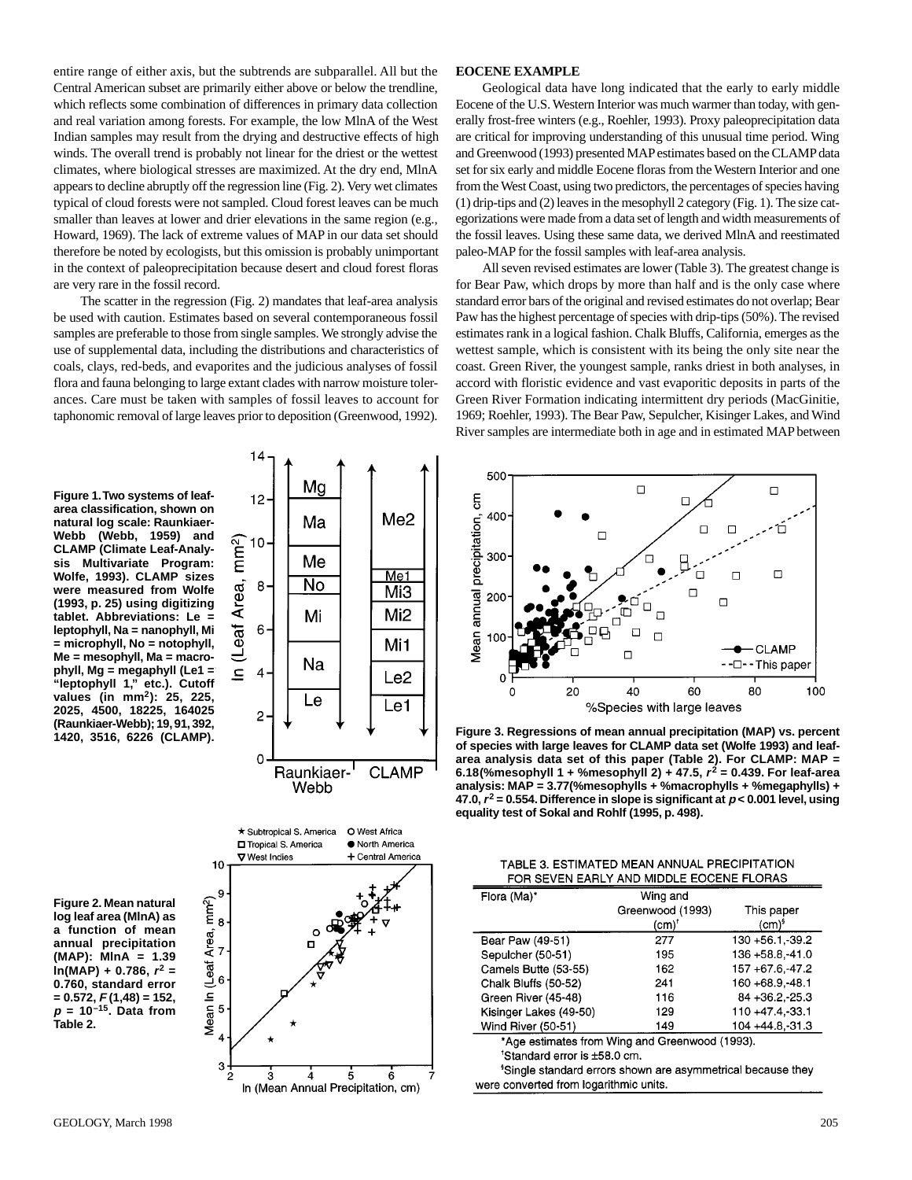entire range of either axis, but the subtrends are subparallel. All but the Central American subset are primarily either above or below the trendline, which reflects some combination of differences in primary data collection and real variation among forests. For example, the low MlnA of the West Indian samples may result from the drying and destructive effects of high winds. The overall trend is probably not linear for the driest or the wettest climates, where biological stresses are maximized. At the dry end, MlnA appears to decline abruptly off the regression line (Fig. 2). Very wet climates typical of cloud forests were not sampled. Cloud forest leaves can be much smaller than leaves at lower and drier elevations in the same region (e.g., Howard, 1969). The lack of extreme values of MAP in our data set should therefore be noted by ecologists, but this omission is probably unimportant in the context of paleoprecipitation because desert and cloud forest floras are very rare in the fossil record.

The scatter in the regression (Fig. 2) mandates that leaf-area analysis be used with caution. Estimates based on several contemporaneous fossil samples are preferable to those from single samples. We strongly advise the use of supplemental data, including the distributions and characteristics of coals, clays, red-beds, and evaporites and the judicious analyses of fossil flora and fauna belonging to large extant clades with narrow moisture tolerances. Care must be taken with samples of fossil leaves to account for taphonomic removal of large leaves prior to deposition (Greenwood, 1992).

**Figure 1. Two systems of leaf-area classification, shown on natural log scale: Raunkiaer-Webb (Webb, 1959) and CLAMP (Climate Leaf-Analysis Multivariate Program: Wolfe, 1993). CLAMP sizes were measured from Wolfe (1993, p. 25) using digitizing tablet. Abbreviations: Le = leptophyll, Na = nanophyll, Mi = microphyll, No = notophyll, Me = mesophyll, Ma = macrophyll, Mg = megaphyll (Le1 = "leptophyll 1," etc.). Cutoff values (in mm$^2$): 25, 225, 2025, 4500, 18225, 164025 (Raunkiaer-Webb); 19, 91, 392, 1420, 3516, 6226 (CLAMP).**

**Figure 2. Mean natural log leaf area (MlnA) as a function of mean annual precipitation (MAP): MlnA = 1.39 ln(MAP) + 0.786, $r^2$ = 0.760, standard error = 0.572, $F$ (1,48) = 152, $p$ = $10^{-15}$. Data from Table 2.**

## EOCENE EXAMPLE

Geological data have long indicated that the early to early middle Eocene of the U.S. Western Interior was much warmer than today, with generally frost-free winters (e.g., Roehler, 1993). Proxy paleoprecipitation data are critical for improving understanding of this unusual time period. Wing and Greenwood (1993) presented MAP estimates based on the CLAMP data set for six early and middle Eocene floras from the Western Interior and one from the West Coast, using two predictors, the percentages of species having (1) drip-tips and (2) leaves in the mesophyll 2 category (Fig. 1). The size categorizations were made from a data set of length and width measurements of the fossil leaves. Using these same data, we derived MlnA and reestimated paleo-MAP for the fossil samples with leaf-area analysis.

All seven revised estimates are lower (Table 3). The greatest change is for Bear Paw, which drops by more than half and is the only case where standard error bars of the original and revised estimates do not overlap; Bear Paw has the highest percentage of species with drip-tips (50%). The revised estimates rank in a logical fashion. Chalk Bluffs, California, emerges as the wettest sample, which is consistent with its being the only site near the coast. Green River, the youngest sample, ranks driest in both analyses, in accord with floristic evidence and vast evaporitic deposits in parts of the Green River Formation indicating intermittent dry periods (MacGinitie, 1969; Roehler, 1993). The Bear Paw, Sepulcher, Kisinger Lakes, and Wind River samples are intermediate both in age and in estimated MAP between

**Figure 3. Regressions of mean annual precipitation (MAP) vs. percent of species with large leaves for CLAMP data set (Wolfe 1993) and leaf-area analysis data set of this paper (Table 2). For CLAMP: MAP = 6.18(%mesophyll 1 + %mesophyll 2) + 47.5, $r^2$ = 0.439. For leaf-area analysis: MAP = 3.77(%mesophylls + %macrophylls + %megaphylls) + 47.0, $r^2$ = 0.554. Difference in slope is significant at $p$ < 0.001 level, using equality test of Sokal and Rohlf (1995, p. 498).**

TABLE 3. ESTIMATED MEAN ANNUAL PRECIPITATION FOR SEVEN EARLY AND MIDDLE EOCENE FLORAS

| Flora (Ma)* | Wing and Greenwood (1993) (cm)† | This paper (cm)§ |
|---|---|---|
| Bear Paw (49-51) | 277 | 130 +56.1,-39.2 |
| Sepulcher (50-51) | 195 | 136 +58.8,-41.0 |
| Camels Butte (53-55) | 162 | 157 +67.6,-47.2 |
| Chalk Bluffs (50-52) | 241 | 160 +68.9,-48.1 |
| Green River (45-48) | 116 | 84 +36.2,-25.3 |
| Kisinger Lakes (49-50) | 129 | 110 +47.4,-33.1 |
| Wind River (50-51) | 149 | 104 +44.8,-31.3 |

*Age estimates from Wing and Greenwood (1993).
†Standard error is ±58.0 cm.
§Single standard errors shown are asymmetrical because they were converted from logarithmic units.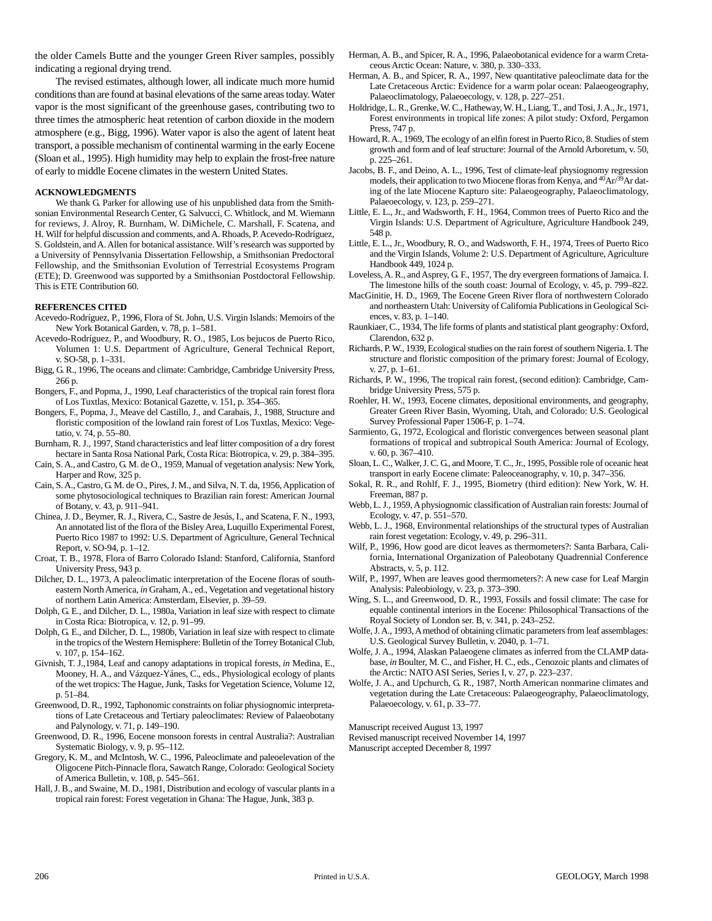the older Camels Butte and the younger Green River samples, possibly indicating a regional drying trend.

The revised estimates, although lower, all indicate much more humid conditions than are found at basinal elevations of the same areas today. Water vapor is the most significant of the greenhouse gases, contributing two to three times the atmospheric heat retention of carbon dioxide in the modern atmosphere (e.g., Bigg, 1996). Water vapor is also the agent of latent heat transport, a possible mechanism of continental warming in the early Eocene (Sloan et al., 1995). High humidity may help to explain the frost-free nature of early to middle Eocene climates in the western United States.

## ACKNOWLEDGMENTS

We thank G. Parker for allowing use of his unpublished data from the Smithsonian Environmental Research Center, G. Salvucci, C. Whitlock, and M. Wiemann for reviews, J. Alroy, R. Burnham, W. DiMichele, C. Marshall, F. Scatena, and H. Wilf for helpful discussion and comments, and A. Rhoads, P. Acevedo-Rodríguez, S. Goldstein, and A. Allen for botanical assistance. Wilf's research was supported by a University of Pennsylvania Dissertation Fellowship, a Smithsonian Predoctoral Fellowship, and the Smithsonian Evolution of Terrestrial Ecosystems Program (ETE); D. Greenwood was supported by a Smithsonian Postdoctoral Fellowship. This is ETE Contribution 60.

## REFERENCES CITED

Acevedo-Rodríguez, P., 1996, Flora of St. John, U.S. Virgin Islands: Memoirs of the New York Botanical Garden, v. 78, p. 1–581.

Acevedo-Rodríguez, P., and Woodbury, R. O., 1985, Los bejucos de Puerto Rico, Volumen 1: U.S. Department of Agriculture, General Technical Report, v. SO-58, p. 1–331.

Bigg, G. R., 1996, The oceans and climate: Cambridge, Cambridge University Press, 266 p.

Bongers, F., and Popma, J., 1990, Leaf characteristics of the tropical rain forest flora of Los Tuxtlas, Mexico: Botanical Gazette, v. 151, p. 354–365.

Bongers, F., Popma, J., Meave del Castillo, J., and Carabais, J., 1988, Structure and floristic composition of the lowland rain forest of Los Tuxtlas, Mexico: Vegetatio, v. 74, p. 55–80.

Burnham, R. J., 1997, Stand characteristics and leaf litter composition of a dry forest hectare in Santa Rosa National Park, Costa Rica: Biotropica, v. 29, p. 384–395.

Cain, S. A., and Castro, G. M. de O., 1959, Manual of vegetation analysis: New York, Harper and Row, 325 p.

Cain, S. A., Castro, G. M. de O., Pires, J. M., and Silva, N. T. da, 1956, Application of some phytosociological techniques to Brazilian rain forest: American Journal of Botany, v. 43, p. 911–941.

Chinea, J. D., Beymer, R. J., Rivera, C., Sastre de Jesús, I., and Scatena, F. N., 1993, An annotated list of the flora of the Bisley Area, Luquillo Experimental Forest, Puerto Rico 1987 to 1992: U.S. Department of Agriculture, General Technical Report, v. SO-94, p. 1–12.

Croat, T. B., 1978, Flora of Barro Colorado Island: Stanford, California, Stanford University Press, 943 p.

Dilcher, D. L., 1973, A paleoclimatic interpretation of the Eocene floras of southeastern North America, *in* Graham, A., ed., Vegetation and vegetational history of northern Latin America: Amsterdam, Elsevier, p. 39–59.

Dolph, G. E., and Dilcher, D. L., 1980a, Variation in leaf size with respect to climate in Costa Rica: Biotropica, v. 12, p. 91–99.

Dolph, G. E., and Dilcher, D. L., 1980b, Variation in leaf size with respect to climate in the tropics of the Western Hemisphere: Bulletin of the Torrey Botanical Club, v. 107, p. 154–162.

Givnish, T. J.,1984, Leaf and canopy adaptations in tropical forests, *in* Medina, E., Mooney, H. A., and Vázquez-Yánes, C., eds., Physiological ecology of plants of the wet tropics: The Hague, Junk, Tasks for Vegetation Science, Volume 12, p. 51–84.

Greenwood, D. R., 1992, Taphonomic constraints on foliar physiognomic interpretations of Late Cretaceous and Tertiary paleoclimates: Review of Palaeobotany and Palynology, v. 71, p. 149–190.

Greenwood, D. R., 1996, Eocene monsoon forests in central Australia?: Australian Systematic Biology, v. 9, p. 95–112.

Gregory, K. M., and McIntosh, W. C., 1996, Paleoclimate and paleoelevation of the Oligocene Pitch-Pinnacle flora, Sawatch Range, Colorado: Geological Society of America Bulletin, v. 108, p. 545–561.

Hall, J. B., and Swaine, M. D., 1981, Distribution and ecology of vascular plants in a tropical rain forest: Forest vegetation in Ghana: The Hague, Junk, 383 p.

Herman, A. B., and Spicer, R. A., 1996, Palaeobotanical evidence for a warm Cretaceous Arctic Ocean: Nature, v. 380, p. 330–333.

Herman, A. B., and Spicer, R. A., 1997, New quantitative paleoclimate data for the Late Cretaceous Arctic: Evidence for a warm polar ocean: Palaeogeography, Palaeoclimatology, Palaeoecology, v. 128, p. 227–251.

Holdridge, L. R., Grenke, W. C., Hatheway, W. H., Liang, T., and Tosi, J. A., Jr., 1971, Forest environments in tropical life zones: A pilot study: Oxford, Pergamon Press, 747 p.

Howard, R. A., 1969, The ecology of an elfin forest in Puerto Rico, 8. Studies of stem growth and form and of leaf structure: Journal of the Arnold Arboretum, v. 50, p. 225–261.

Jacobs, B. F., and Deino, A. L., 1996, Test of climate-leaf physiognomy regression models, their application to two Miocene floras from Kenya, and $^{40}Ar/^{39}Ar$ dating of the late Miocene Kapturo site: Palaeogeography, Palaeoclimatology, Palaeoecology, v. 123, p. 259–271.

Little, E. L., Jr., and Wadsworth, F. H., 1964, Common trees of Puerto Rico and the Virgin Islands: U.S. Department of Agriculture, Agriculture Handbook 249, 548 p.

Little, E. L., Jr., Woodbury, R. O., and Wadsworth, F. H., 1974, Trees of Puerto Rico and the Virgin Islands, Volume 2: U.S. Department of Agriculture, Agriculture Handbook 449, 1024 p.

Loveless, A. R., and Asprey, G. F., 1957, The dry evergreen formations of Jamaica. I. The limestone hills of the south coast: Journal of Ecology, v. 45, p. 799–822.

MacGinitie, H. D., 1969, The Eocene Green River flora of northwestern Colorado and northeastern Utah: University of California Publications in Geological Sciences, v. 83, p. 1–140.

Raunkiaer, C., 1934, The life forms of plants and statistical plant geography: Oxford, Clarendon, 632 p.

Richards, P. W., 1939, Ecological studies on the rain forest of southern Nigeria. I. The structure and floristic composition of the primary forest: Journal of Ecology, v. 27, p. 1–61.

Richards, P. W., 1996, The tropical rain forest, (second edition): Cambridge, Cambridge University Press, 575 p.

Roehler, H. W., 1993, Eocene climates, depositional environments, and geography, Greater Green River Basin, Wyoming, Utah, and Colorado: U.S. Geological Survey Professional Paper 1506-F, p. 1–74.

Sarmiento, G., 1972, Ecological and floristic convergences between seasonal plant formations of tropical and subtropical South America: Journal of Ecology, v. 60, p. 367–410.

Sloan, L. C., Walker, J. C. G., and Moore, T. C., Jr., 1995, Possible role of oceanic heat transport in early Eocene climate: Paleoceanography, v. 10, p. 347–356.

Sokal, R. R., and Rohlf, F. J., 1995, Biometry (third edition): New York, W. H. Freeman, 887 p.

Webb, L. J., 1959, A physiognomic classification of Australian rain forests: Journal of Ecology, v. 47, p. 551–570.

Webb, L. J., 1968, Environmental relationships of the structural types of Australian rain forest vegetation: Ecology, v. 49, p. 296–311.

Wilf, P., 1996, How good are dicot leaves as thermometers?: Santa Barbara, California, International Organization of Paleobotany Quadrennial Conference Abstracts, v. 5, p. 112.

Wilf, P., 1997, When are leaves good thermometers?: A new case for Leaf Margin Analysis: Paleobiology, v. 23, p. 373–390.

Wing, S. L., and Greenwood, D. R., 1993, Fossils and fossil climate: The case for equable continental interiors in the Eocene: Philosophical Transactions of the Royal Society of London ser. B, v. 341, p. 243–252.

Wolfe, J. A., 1993, A method of obtaining climatic parameters from leaf assemblages: U.S. Geological Survey Bulletin, v. 2040, p. 1–71.

Wolfe, J. A., 1994, Alaskan Palaeogene climates as inferred from the CLAMP database, *in* Boulter, M. C., and Fisher, H. C., eds., Cenozoic plants and climates of the Arctic: NATO ASI Series, Series I, v. 27, p. 223–237.

Wolfe, J. A., and Upchurch, G. R., 1987, North American nonmarine climates and vegetation during the Late Cretaceous: Palaeogeography, Palaeoclimatology, Palaeoecology, v. 61, p. 33–77.

Manuscript received August 13, 1997  
Revised manuscript received November 14, 1997  
Manuscript accepted December 8, 1997

Printed in U.S.A.